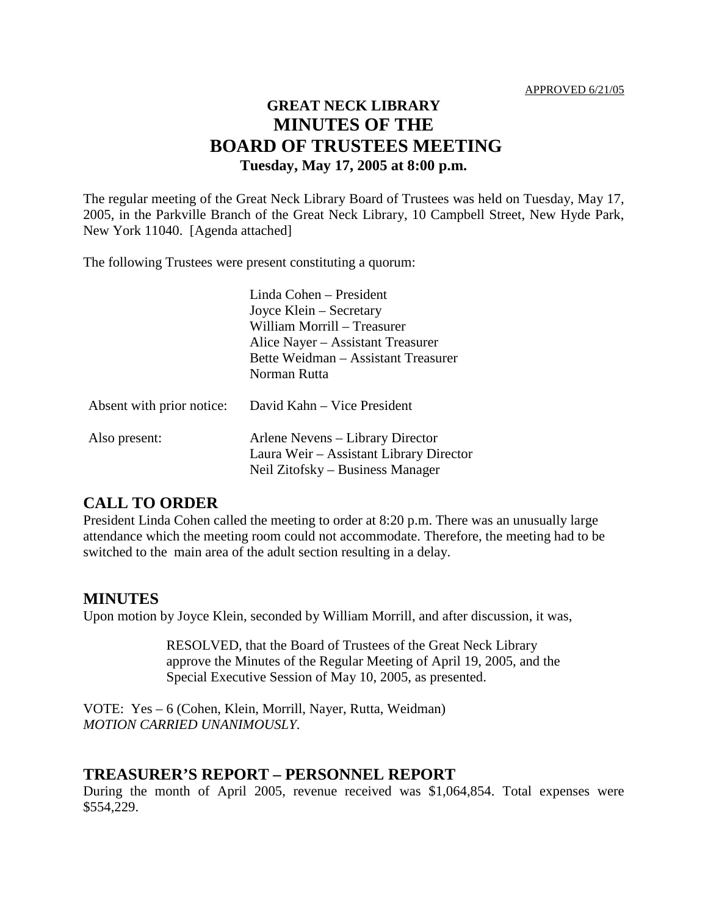APPROVED 6/21/05

# GREAT NECK LIBRARY
# MINUTES OF THE
# BOARD OF TRUSTEES MEETING
### Tuesday, May 17, 2005 at 8:00 p.m.

The regular meeting of the Great Neck Library Board of Trustees was held on Tuesday, May 17, 2005, in the Parkville Branch of the Great Neck Library, 10 Campbell Street, New Hyde Park, New York 11040. [Agenda attached]

The following Trustees were present constituting a quorum:

Linda Cohen – President
Joyce Klein – Secretary
William Morrill – Treasurer
Alice Nayer – Assistant Treasurer
Bette Weidman – Assistant Treasurer
Norman Rutta

Absent with prior notice: David Kahn – Vice President

Also present: Arlene Nevens – Library Director
Laura Weir – Assistant Library Director
Neil Zitofsky – Business Manager

## CALL TO ORDER

President Linda Cohen called the meeting to order at 8:20 p.m. There was an unusually large attendance which the meeting room could not accommodate. Therefore, the meeting had to be switched to the main area of the adult section resulting in a delay.

## MINUTES

Upon motion by Joyce Klein, seconded by William Morrill, and after discussion, it was,

> RESOLVED, that the Board of Trustees of the Great Neck Library approve the Minutes of the Regular Meeting of April 19, 2005, and the Special Executive Session of May 10, 2005, as presented.

VOTE: Yes – 6 (Cohen, Klein, Morrill, Nayer, Rutta, Weidman)
*MOTION CARRIED UNANIMOUSLY.*

## TREASURER'S REPORT – PERSONNEL REPORT

During the month of April 2005, revenue received was $1,064,854. Total expenses were $554,229.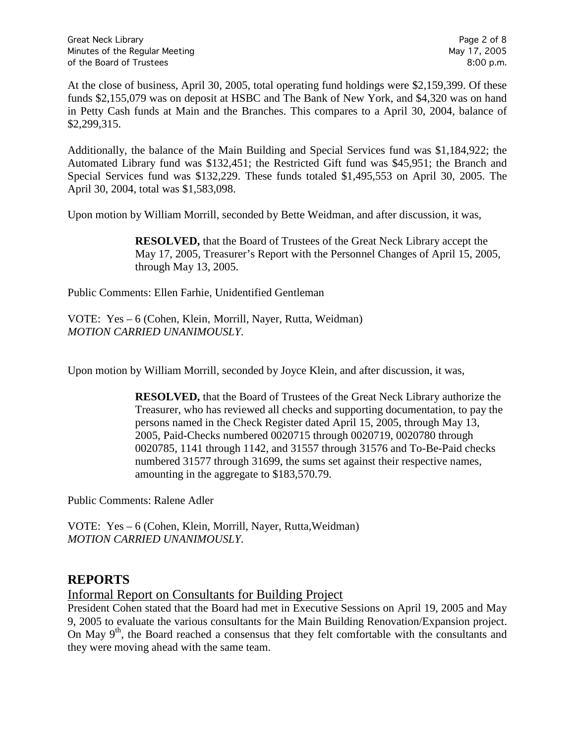At the close of business, April 30, 2005, total operating fund holdings were $2,159,399. Of these funds $2,155,079 was on deposit at HSBC and The Bank of New York, and $4,320 was on hand in Petty Cash funds at Main and the Branches. This compares to a April 30, 2004, balance of $2,299,315.

Additionally, the balance of the Main Building and Special Services fund was $1,184,922; the Automated Library fund was $132,451; the Restricted Gift fund was $45,951; the Branch and Special Services fund was $132,229. These funds totaled $1,495,553 on April 30, 2005. The April 30, 2004, total was $1,583,098.

Upon motion by William Morrill, seconded by Bette Weidman, and after discussion, it was,

> **RESOLVED,** that the Board of Trustees of the Great Neck Library accept the May 17, 2005, Treasurer's Report with the Personnel Changes of April 15, 2005, through May 13, 2005.

Public Comments: Ellen Farhie, Unidentified Gentleman

VOTE: Yes – 6 (Cohen, Klein, Morrill, Nayer, Rutta, Weidman)
*MOTION CARRIED UNANIMOUSLY*.

Upon motion by William Morrill, seconded by Joyce Klein, and after discussion, it was,

> **RESOLVED,** that the Board of Trustees of the Great Neck Library authorize the Treasurer, who has reviewed all checks and supporting documentation, to pay the persons named in the Check Register dated April 15, 2005, through May 13, 2005, Paid-Checks numbered 0020715 through 0020719, 0020780 through 0020785, 1141 through 1142, and 31557 through 31576 and To-Be-Paid checks numbered 31577 through 31699, the sums set against their respective names, amounting in the aggregate to $183,570.79.

Public Comments: Ralene Adler

VOTE: Yes – 6 (Cohen, Klein, Morrill, Nayer, Rutta,Weidman)
*MOTION CARRIED UNANIMOUSLY*.

## REPORTS

### Informal Report on Consultants for Building Project

President Cohen stated that the Board had met in Executive Sessions on April 19, 2005 and May 9, 2005 to evaluate the various consultants for the Main Building Renovation/Expansion project. On May 9th, the Board reached a consensus that they felt comfortable with the consultants and they were moving ahead with the same team.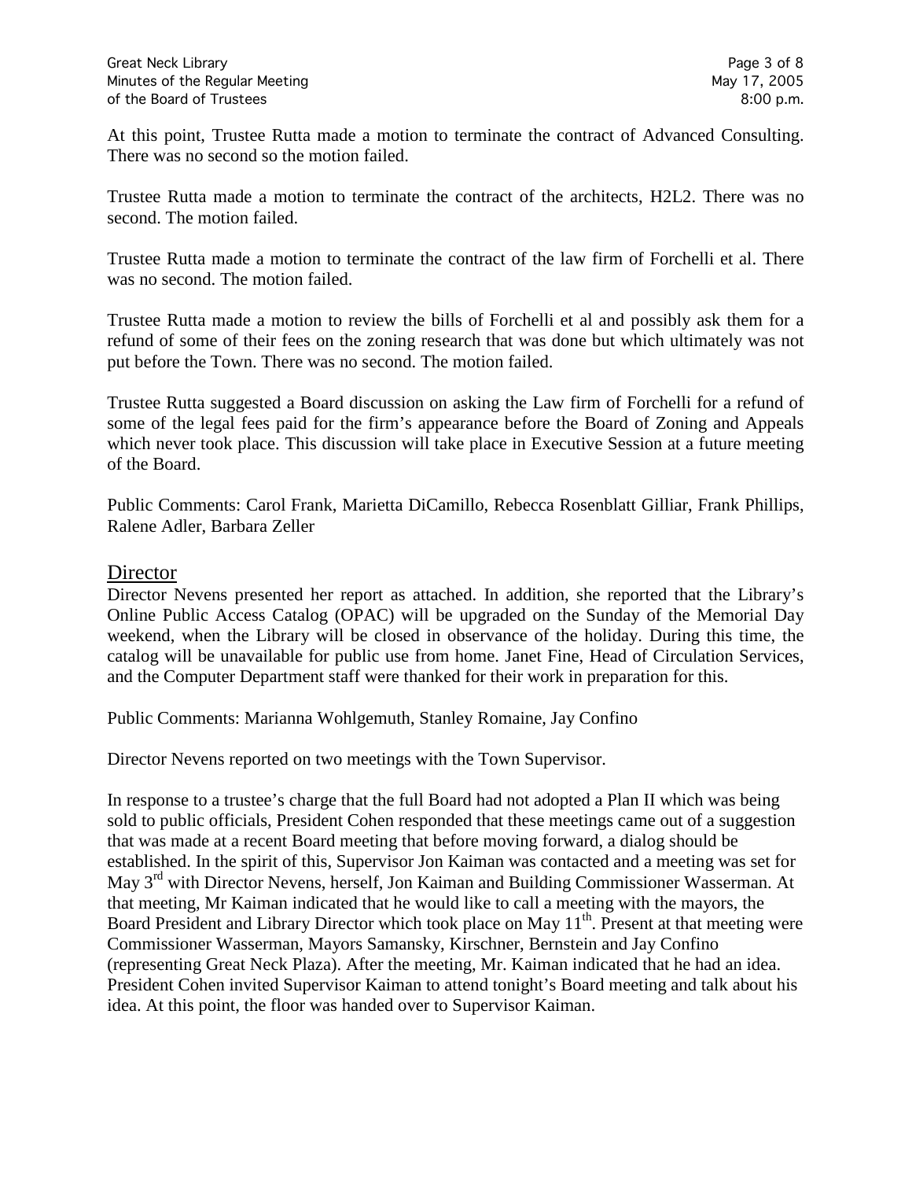At this point, Trustee Rutta made a motion to terminate the contract of Advanced Consulting. There was no second so the motion failed.

Trustee Rutta made a motion to terminate the contract of the architects, H2L2. There was no second. The motion failed.

Trustee Rutta made a motion to terminate the contract of the law firm of Forchelli et al. There was no second. The motion failed.

Trustee Rutta made a motion to review the bills of Forchelli et al and possibly ask them for a refund of some of their fees on the zoning research that was done but which ultimately was not put before the Town. There was no second. The motion failed.

Trustee Rutta suggested a Board discussion on asking the Law firm of Forchelli for a refund of some of the legal fees paid for the firm's appearance before the Board of Zoning and Appeals which never took place. This discussion will take place in Executive Session at a future meeting of the Board.

Public Comments: Carol Frank, Marietta DiCamillo, Rebecca Rosenblatt Gilliar, Frank Phillips, Ralene Adler, Barbara Zeller

## Director

Director Nevens presented her report as attached. In addition, she reported that the Library's Online Public Access Catalog (OPAC) will be upgraded on the Sunday of the Memorial Day weekend, when the Library will be closed in observance of the holiday. During this time, the catalog will be unavailable for public use from home. Janet Fine, Head of Circulation Services, and the Computer Department staff were thanked for their work in preparation for this.

Public Comments: Marianna Wohlgemuth, Stanley Romaine, Jay Confino

Director Nevens reported on two meetings with the Town Supervisor.

In response to a trustee's charge that the full Board had not adopted a Plan II which was being sold to public officials, President Cohen responded that these meetings came out of a suggestion that was made at a recent Board meeting that before moving forward, a dialog should be established. In the spirit of this, Supervisor Jon Kaiman was contacted and a meeting was set for May 3rd with Director Nevens, herself, Jon Kaiman and Building Commissioner Wasserman. At that meeting, Mr Kaiman indicated that he would like to call a meeting with the mayors, the Board President and Library Director which took place on May 11th. Present at that meeting were Commissioner Wasserman, Mayors Samansky, Kirschner, Bernstein and Jay Confino (representing Great Neck Plaza). After the meeting, Mr. Kaiman indicated that he had an idea. President Cohen invited Supervisor Kaiman to attend tonight's Board meeting and talk about his idea. At this point, the floor was handed over to Supervisor Kaiman.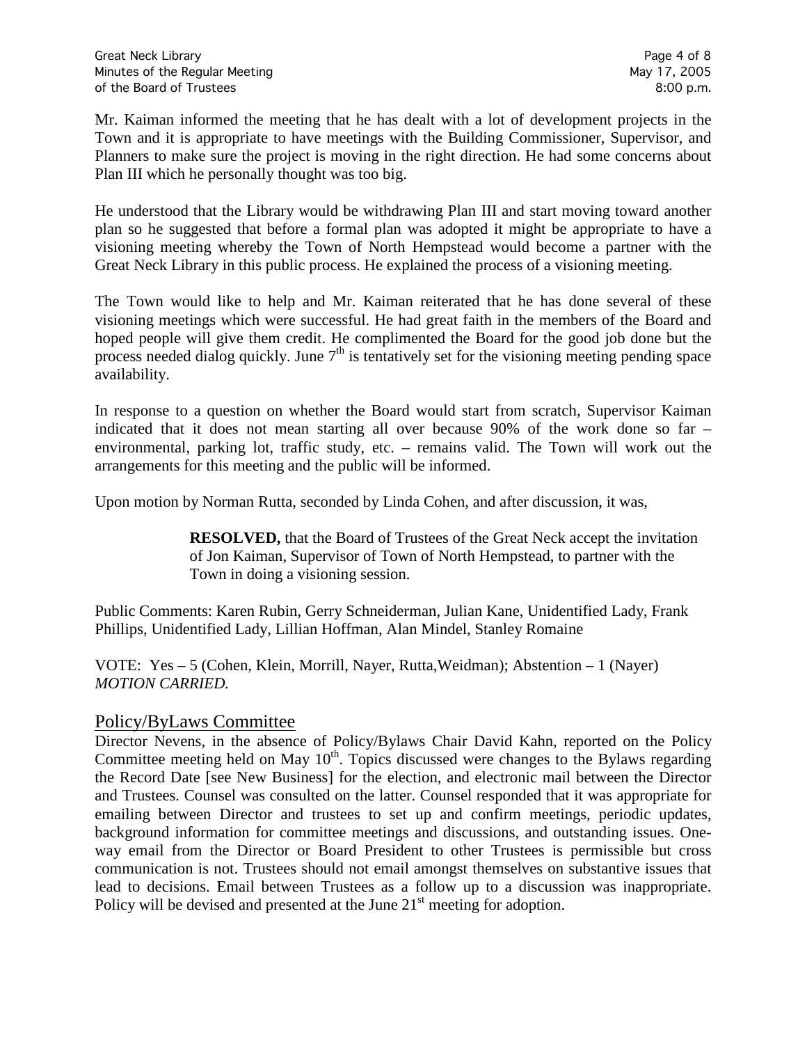Mr. Kaiman informed the meeting that he has dealt with a lot of development projects in the Town and it is appropriate to have meetings with the Building Commissioner, Supervisor, and Planners to make sure the project is moving in the right direction. He had some concerns about Plan III which he personally thought was too big.

He understood that the Library would be withdrawing Plan III and start moving toward another plan so he suggested that before a formal plan was adopted it might be appropriate to have a visioning meeting whereby the Town of North Hempstead would become a partner with the Great Neck Library in this public process. He explained the process of a visioning meeting.

The Town would like to help and Mr. Kaiman reiterated that he has done several of these visioning meetings which were successful. He had great faith in the members of the Board and hoped people will give them credit. He complimented the Board for the good job done but the process needed dialog quickly. June 7th is tentatively set for the visioning meeting pending space availability.

In response to a question on whether the Board would start from scratch, Supervisor Kaiman indicated that it does not mean starting all over because 90% of the work done so far – environmental, parking lot, traffic study, etc. – remains valid. The Town will work out the arrangements for this meeting and the public will be informed.

Upon motion by Norman Rutta, seconded by Linda Cohen, and after discussion, it was,

> **RESOLVED,** that the Board of Trustees of the Great Neck accept the invitation of Jon Kaiman, Supervisor of Town of North Hempstead, to partner with the Town in doing a visioning session.

Public Comments: Karen Rubin, Gerry Schneiderman, Julian Kane, Unidentified Lady, Frank Phillips, Unidentified Lady, Lillian Hoffman, Alan Mindel, Stanley Romaine

VOTE: Yes – 5 (Cohen, Klein, Morrill, Nayer, Rutta,Weidman); Abstention – 1 (Nayer)
*MOTION CARRIED.*

## Policy/ByLaws Committee

Director Nevens, in the absence of Policy/Bylaws Chair David Kahn, reported on the Policy Committee meeting held on May 10th. Topics discussed were changes to the Bylaws regarding the Record Date [see New Business] for the election, and electronic mail between the Director and Trustees. Counsel was consulted on the latter. Counsel responded that it was appropriate for emailing between Director and trustees to set up and confirm meetings, periodic updates, background information for committee meetings and discussions, and outstanding issues. One-way email from the Director or Board President to other Trustees is permissible but cross communication is not. Trustees should not email amongst themselves on substantive issues that lead to decisions. Email between Trustees as a follow up to a discussion was inappropriate. Policy will be devised and presented at the June 21st meeting for adoption.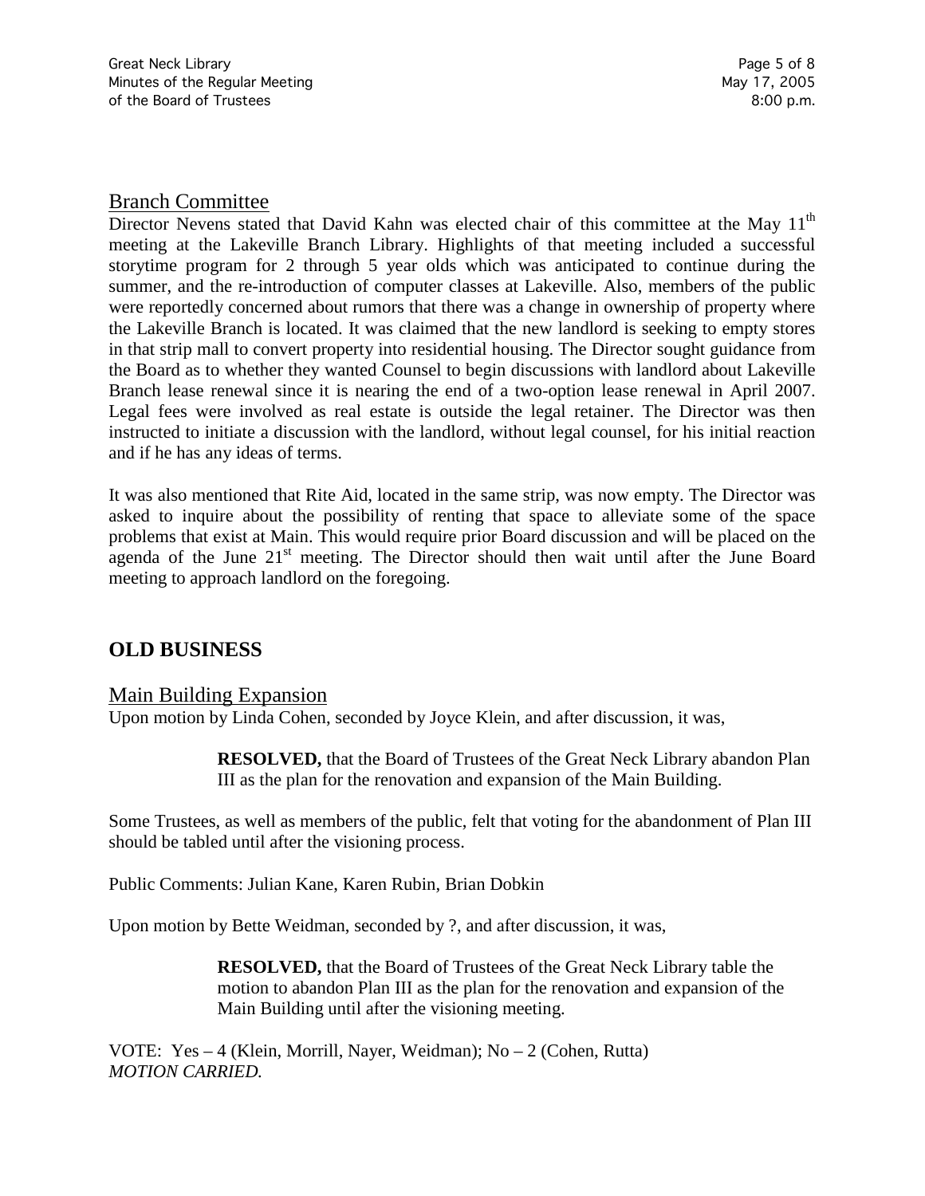## Branch Committee

Director Nevens stated that David Kahn was elected chair of this committee at the May 11th meeting at the Lakeville Branch Library. Highlights of that meeting included a successful storytime program for 2 through 5 year olds which was anticipated to continue during the summer, and the re-introduction of computer classes at Lakeville. Also, members of the public were reportedly concerned about rumors that there was a change in ownership of property where the Lakeville Branch is located. It was claimed that the new landlord is seeking to empty stores in that strip mall to convert property into residential housing. The Director sought guidance from the Board as to whether they wanted Counsel to begin discussions with landlord about Lakeville Branch lease renewal since it is nearing the end of a two-option lease renewal in April 2007. Legal fees were involved as real estate is outside the legal retainer. The Director was then instructed to initiate a discussion with the landlord, without legal counsel, for his initial reaction and if he has any ideas of terms.

It was also mentioned that Rite Aid, located in the same strip, was now empty. The Director was asked to inquire about the possibility of renting that space to alleviate some of the space problems that exist at Main. This would require prior Board discussion and will be placed on the agenda of the June 21st meeting. The Director should then wait until after the June Board meeting to approach landlord on the foregoing.

# OLD BUSINESS

## Main Building Expansion

Upon motion by Linda Cohen, seconded by Joyce Klein, and after discussion, it was,

> **RESOLVED,** that the Board of Trustees of the Great Neck Library abandon Plan III as the plan for the renovation and expansion of the Main Building.

Some Trustees, as well as members of the public, felt that voting for the abandonment of Plan III should be tabled until after the visioning process.

Public Comments: Julian Kane, Karen Rubin, Brian Dobkin

Upon motion by Bette Weidman, seconded by ?, and after discussion, it was,

> **RESOLVED,** that the Board of Trustees of the Great Neck Library table the motion to abandon Plan III as the plan for the renovation and expansion of the Main Building until after the visioning meeting.

VOTE: Yes – 4 (Klein, Morrill, Nayer, Weidman); No – 2 (Cohen, Rutta)
*MOTION CARRIED.*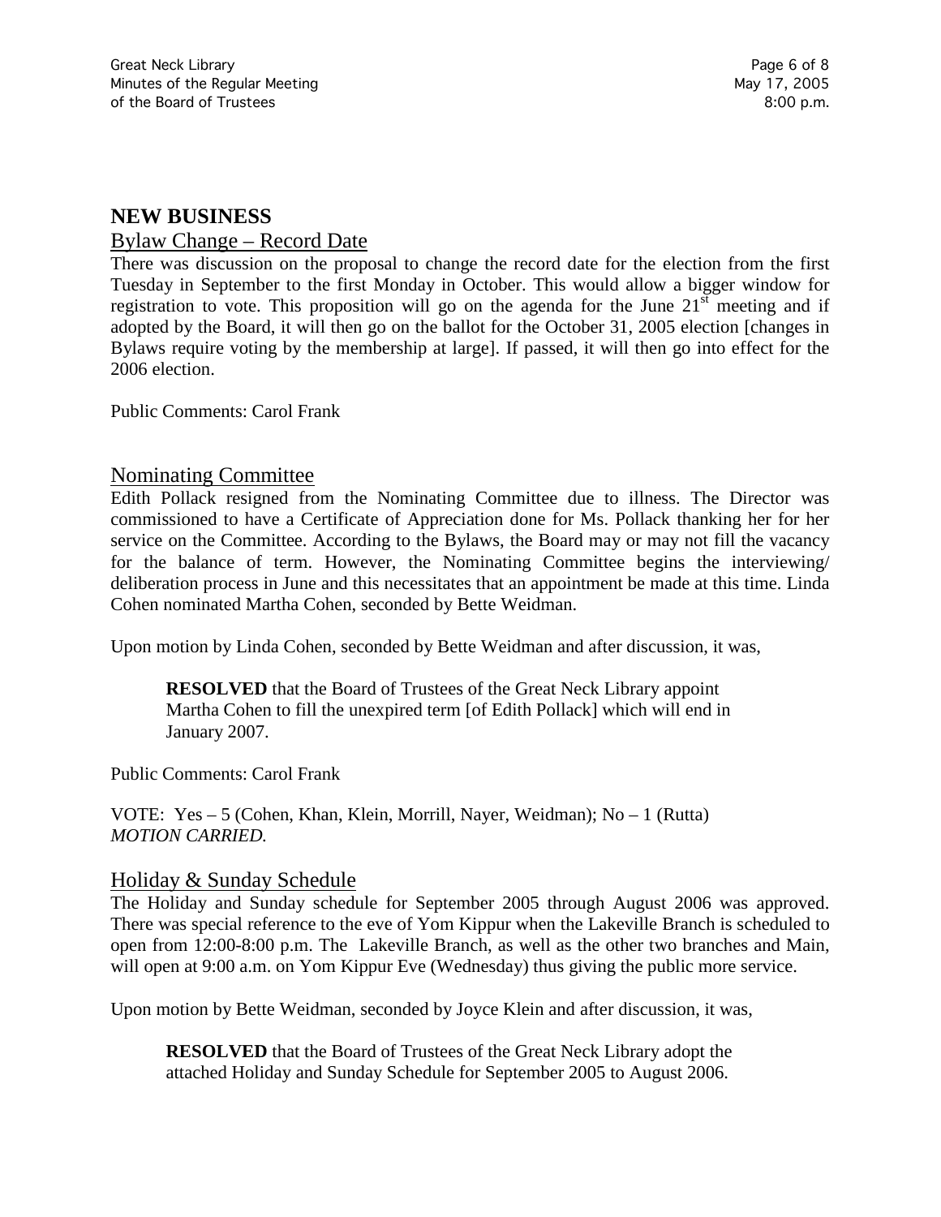## NEW BUSINESS

### Bylaw Change – Record Date

There was discussion on the proposal to change the record date for the election from the first Tuesday in September to the first Monday in October. This would allow a bigger window for registration to vote. This proposition will go on the agenda for the June 21st meeting and if adopted by the Board, it will then go on the ballot for the October 31, 2005 election [changes in Bylaws require voting by the membership at large]. If passed, it will then go into effect for the 2006 election.

Public Comments: Carol Frank

### Nominating Committee

Edith Pollack resigned from the Nominating Committee due to illness. The Director was commissioned to have a Certificate of Appreciation done for Ms. Pollack thanking her for her service on the Committee. According to the Bylaws, the Board may or may not fill the vacancy for the balance of term. However, the Nominating Committee begins the interviewing/ deliberation process in June and this necessitates that an appointment be made at this time. Linda Cohen nominated Martha Cohen, seconded by Bette Weidman.

Upon motion by Linda Cohen, seconded by Bette Weidman and after discussion, it was,

> **RESOLVED** that the Board of Trustees of the Great Neck Library appoint Martha Cohen to fill the unexpired term [of Edith Pollack] which will end in January 2007.

Public Comments: Carol Frank

VOTE: Yes – 5 (Cohen, Khan, Klein, Morrill, Nayer, Weidman); No – 1 (Rutta)
*MOTION CARRIED.*

### Holiday & Sunday Schedule

The Holiday and Sunday schedule for September 2005 through August 2006 was approved. There was special reference to the eve of Yom Kippur when the Lakeville Branch is scheduled to open from 12:00-8:00 p.m. The Lakeville Branch, as well as the other two branches and Main, will open at 9:00 a.m. on Yom Kippur Eve (Wednesday) thus giving the public more service.

Upon motion by Bette Weidman, seconded by Joyce Klein and after discussion, it was,

> **RESOLVED** that the Board of Trustees of the Great Neck Library adopt the attached Holiday and Sunday Schedule for September 2005 to August 2006.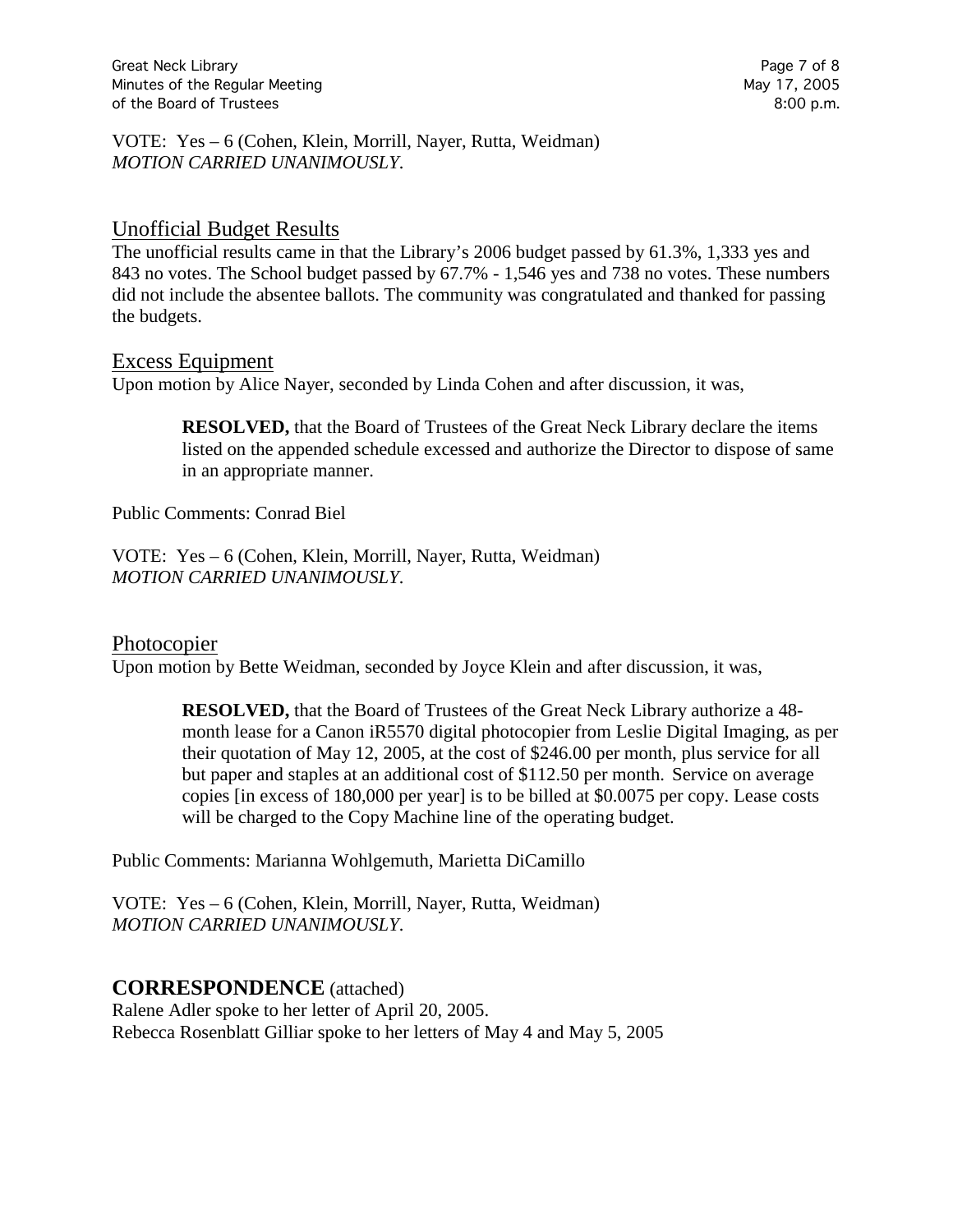VOTE: Yes – 6 (Cohen, Klein, Morrill, Nayer, Rutta, Weidman)
*MOTION CARRIED UNANIMOUSLY.*

## Unofficial Budget Results

The unofficial results came in that the Library's 2006 budget passed by 61.3%, 1,333 yes and 843 no votes. The School budget passed by 67.7% - 1,546 yes and 738 no votes. These numbers did not include the absentee ballots. The community was congratulated and thanked for passing the budgets.

## Excess Equipment

Upon motion by Alice Nayer, seconded by Linda Cohen and after discussion, it was,

> **RESOLVED,** that the Board of Trustees of the Great Neck Library declare the items listed on the appended schedule excessed and authorize the Director to dispose of same in an appropriate manner.

Public Comments: Conrad Biel

VOTE: Yes – 6 (Cohen, Klein, Morrill, Nayer, Rutta, Weidman)
*MOTION CARRIED UNANIMOUSLY.*

## Photocopier

Upon motion by Bette Weidman, seconded by Joyce Klein and after discussion, it was,

> **RESOLVED,** that the Board of Trustees of the Great Neck Library authorize a 48-month lease for a Canon iR5570 digital photocopier from Leslie Digital Imaging, as per their quotation of May 12, 2005, at the cost of $246.00 per month, plus service for all but paper and staples at an additional cost of $112.50 per month. Service on average copies [in excess of 180,000 per year] is to be billed at $0.0075 per copy. Lease costs will be charged to the Copy Machine line of the operating budget.

Public Comments: Marianna Wohlgemuth, Marietta DiCamillo

VOTE: Yes – 6 (Cohen, Klein, Morrill, Nayer, Rutta, Weidman)
*MOTION CARRIED UNANIMOUSLY.*

# **CORRESPONDENCE** (attached)

Ralene Adler spoke to her letter of April 20, 2005.
Rebecca Rosenblatt Gilliar spoke to her letters of May 4 and May 5, 2005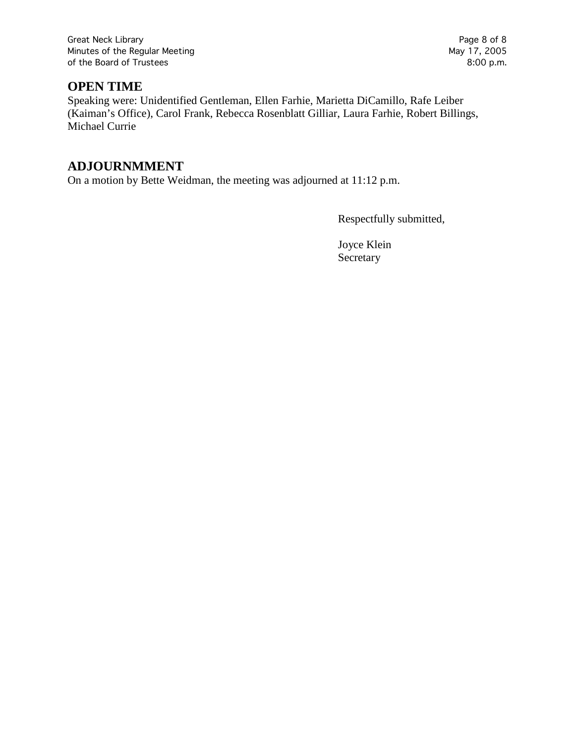## OPEN TIME

Speaking were: Unidentified Gentleman, Ellen Farhie, Marietta DiCamillo, Rafe Leiber (Kaiman's Office), Carol Frank, Rebecca Rosenblatt Gilliar, Laura Farhie, Robert Billings, Michael Currie

## ADJOURNMMENT

On a motion by Bette Weidman, the meeting was adjourned at 11:12 p.m.

Respectfully submitted,

Joyce Klein
Secretary